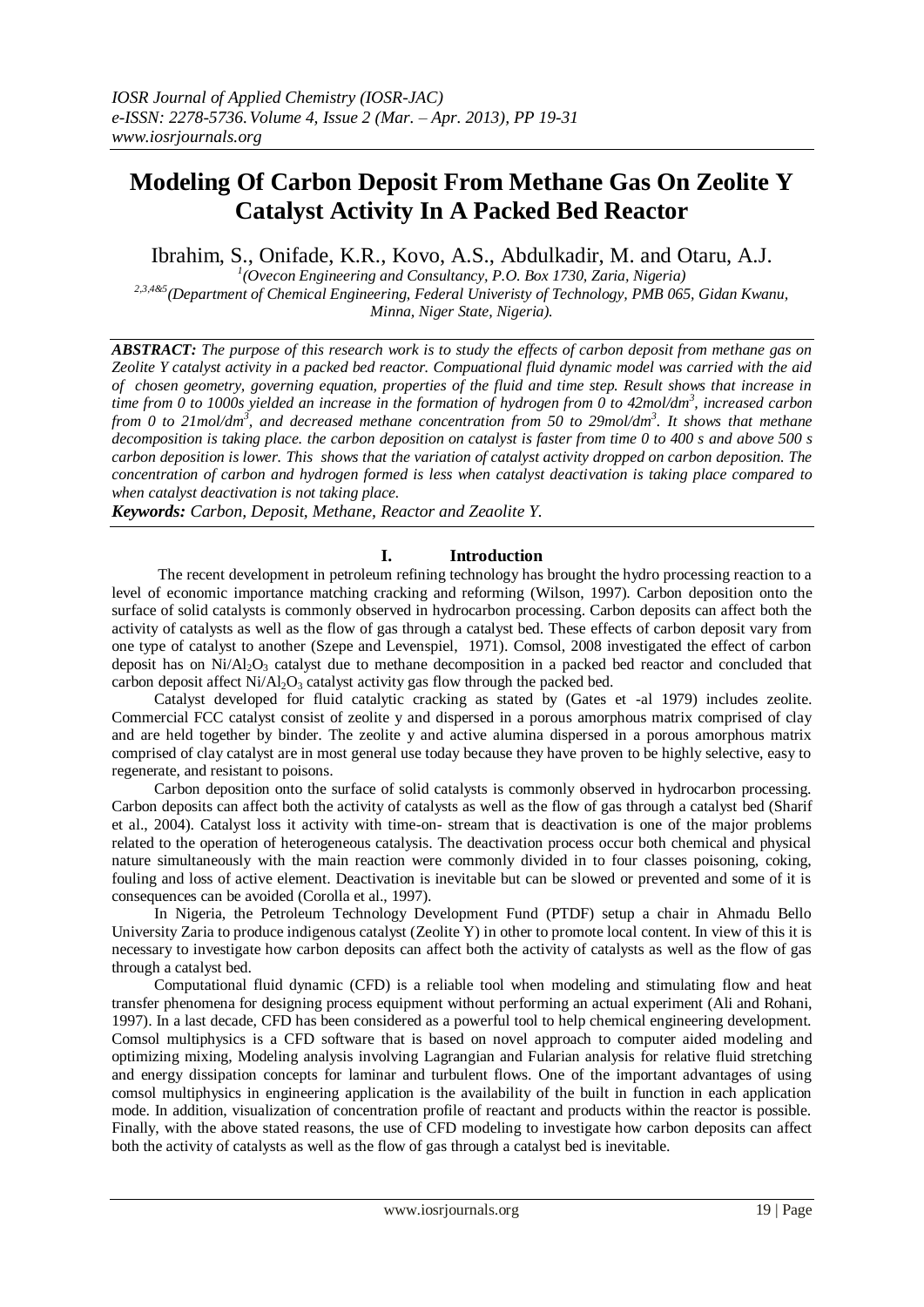# Modeling Of Carbon Deposit From Methane Gas On Zeolite Y Catalyst Activity In A Packed Bed Reactor

Ibrahim, S., Onifade, K.R., Kovo, A.S., Abdulkadir, M. and Otaru, A.J.

[1](Ovecon Engineering and Consultancy, P.O. Box 1730, Zaria, Nigeria)

[2,3,4&5](Department of Chemical Engineering, Federal Univeristy of Technology, PMB 065, Gidan Kwanu, Minna, Niger State, Nigeria).

***ABSTRACT:*** *The purpose of this research work is to study the effects of carbon deposit from methane gas on Zeolite Y catalyst activity in a packed bed reactor. Compuational fluid dynamic model was carried with the aid of chosen geometry, governing equation, properties of the fluid and time step. Result shows that increase in time from 0 to 1000s yielded an increase in the formation of hydrogen from 0 to 42mol/dm*$^3$*, increased carbon from 0 to 21mol/dm*$^3$*, and decreased methane concentration from 50 to 29mol/dm*$^3$*. It shows that methane decomposition is taking place. the carbon deposition on catalyst is faster from time 0 to 400 s and above 500 s carbon deposition is lower. This shows that the variation of catalyst activity dropped on carbon deposition. The concentration of carbon and hydrogen formed is less when catalyst deactivation is taking place compared to when catalyst deactivation is not taking place.*

***Keywords:*** *Carbon, Deposit, Methane, Reactor and Zeaolite Y.*

## I. Introduction

The recent development in petroleum refining technology has brought the hydro processing reaction to a level of economic importance matching cracking and reforming (Wilson, 1997). Carbon deposition onto the surface of solid catalysts is commonly observed in hydrocarbon processing. Carbon deposits can affect both the activity of catalysts as well as the flow of gas through a catalyst bed. These effects of carbon deposit vary from one type of catalyst to another (Szepe and Levenspiel, 1971). Comsol, 2008 investigated the effect of carbon deposit has on $Ni/Al_2O_3$ catalyst due to methane decomposition in a packed bed reactor and concluded that carbon deposit affect $Ni/Al_2O_3$ catalyst activity gas flow through the packed bed.

Catalyst developed for fluid catalytic cracking as stated by (Gates et -al 1979) includes zeolite. Commercial FCC catalyst consist of zeolite y and dispersed in a porous amorphous matrix comprised of clay and are held together by binder. The zeolite y and active alumina dispersed in a porous amorphous matrix comprised of clay catalyst are in most general use today because they have proven to be highly selective, easy to regenerate, and resistant to poisons.

Carbon deposition onto the surface of solid catalysts is commonly observed in hydrocarbon processing. Carbon deposits can affect both the activity of catalysts as well as the flow of gas through a catalyst bed (Sharif et al., 2004). Catalyst loss it activity with time-on- stream that is deactivation is one of the major problems related to the operation of heterogeneous catalysis. The deactivation process occur both chemical and physical nature simultaneously with the main reaction were commonly divided in to four classes poisoning, coking, fouling and loss of active element. Deactivation is inevitable but can be slowed or prevented and some of it is consequences can be avoided (Corolla et al., 1997).

In Nigeria, the Petroleum Technology Development Fund (PTDF) setup a chair in Ahmadu Bello University Zaria to produce indigenous catalyst (Zeolite Y) in other to promote local content. In view of this it is necessary to investigate how carbon deposits can affect both the activity of catalysts as well as the flow of gas through a catalyst bed.

Computational fluid dynamic (CFD) is a reliable tool when modeling and stimulating flow and heat transfer phenomena for designing process equipment without performing an actual experiment (Ali and Rohani, 1997). In a last decade, CFD has been considered as a powerful tool to help chemical engineering development. Comsol multiphysics is a CFD software that is based on novel approach to computer aided modeling and optimizing mixing, Modeling analysis involving Lagrangian and Fularian analysis for relative fluid stretching and energy dissipation concepts for laminar and turbulent flows. One of the important advantages of using comsol multiphysics in engineering application is the availability of the built in function in each application mode. In addition, visualization of concentration profile of reactant and products within the reactor is possible. Finally, with the above stated reasons, the use of CFD modeling to investigate how carbon deposits can affect both the activity of catalysts as well as the flow of gas through a catalyst bed is inevitable.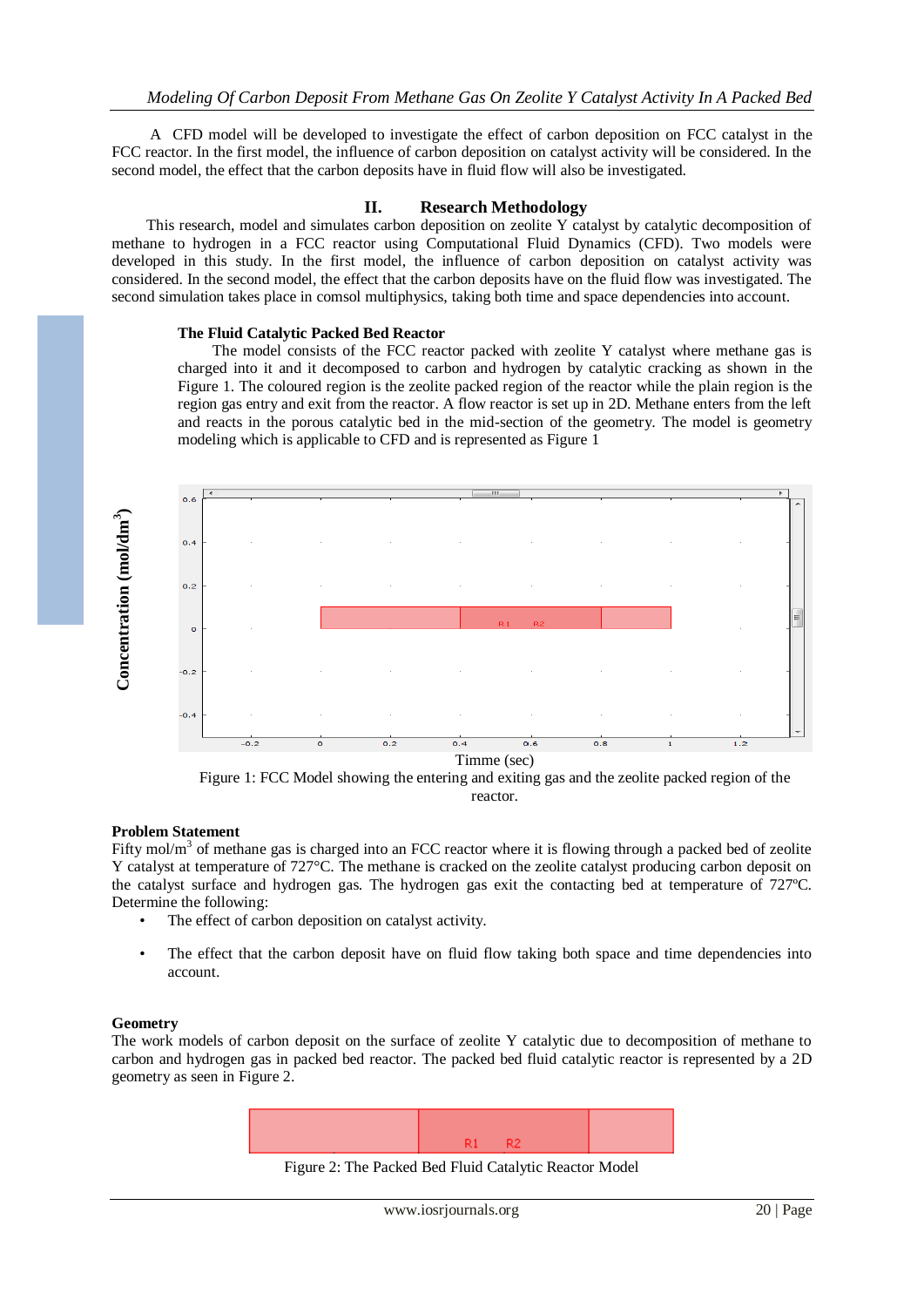A CFD model will be developed to investigate the effect of carbon deposition on FCC catalyst in the FCC reactor. In the first model, the influence of carbon deposition on catalyst activity will be considered. In the second model, the effect that the carbon deposits have in fluid flow will also be investigated.

## II. Research Methodology

This research, model and simulates carbon deposition on zeolite Y catalyst by catalytic decomposition of methane to hydrogen in a FCC reactor using Computational Fluid Dynamics (CFD). Two models were developed in this study. In the first model, the influence of carbon deposition on catalyst activity was considered. In the second model, the effect that the carbon deposits have on the fluid flow was investigated. The second simulation takes place in comsol multiphysics, taking both time and space dependencies into account.

### The Fluid Catalytic Packed Bed Reactor

The model consists of the FCC reactor packed with zeolite Y catalyst where methane gas is charged into it and it decomposed to carbon and hydrogen by catalytic cracking as shown in the Figure 1. The coloured region is the zeolite packed region of the reactor while the plain region is the region gas entry and exit from the reactor. A flow reactor is set up in 2D. Methane enters from the left and reacts in the porous catalytic bed in the mid-section of the geometry. The model is geometry modeling which is applicable to CFD and is represented as Figure 1

Figure 1: FCC Model showing the entering and exiting gas and the zeolite packed region of the reactor.

### Problem Statement

Fifty mol/m$^3$ of methane gas is charged into an FCC reactor where it is flowing through a packed bed of zeolite Y catalyst at temperature of 727°C. The methane is cracked on the zeolite catalyst producing carbon deposit on the catalyst surface and hydrogen gas. The hydrogen gas exit the contacting bed at temperature of 727ºC. Determine the following:

- The effect of carbon deposition on catalyst activity.
- The effect that the carbon deposit have on fluid flow taking both space and time dependencies into account.

### Geometry

The work models of carbon deposit on the surface of zeolite Y catalytic due to decomposition of methane to carbon and hydrogen gas in packed bed reactor. The packed bed fluid catalytic reactor is represented by a 2D geometry as seen in Figure 2.

Figure 2: The Packed Bed Fluid Catalytic Reactor Model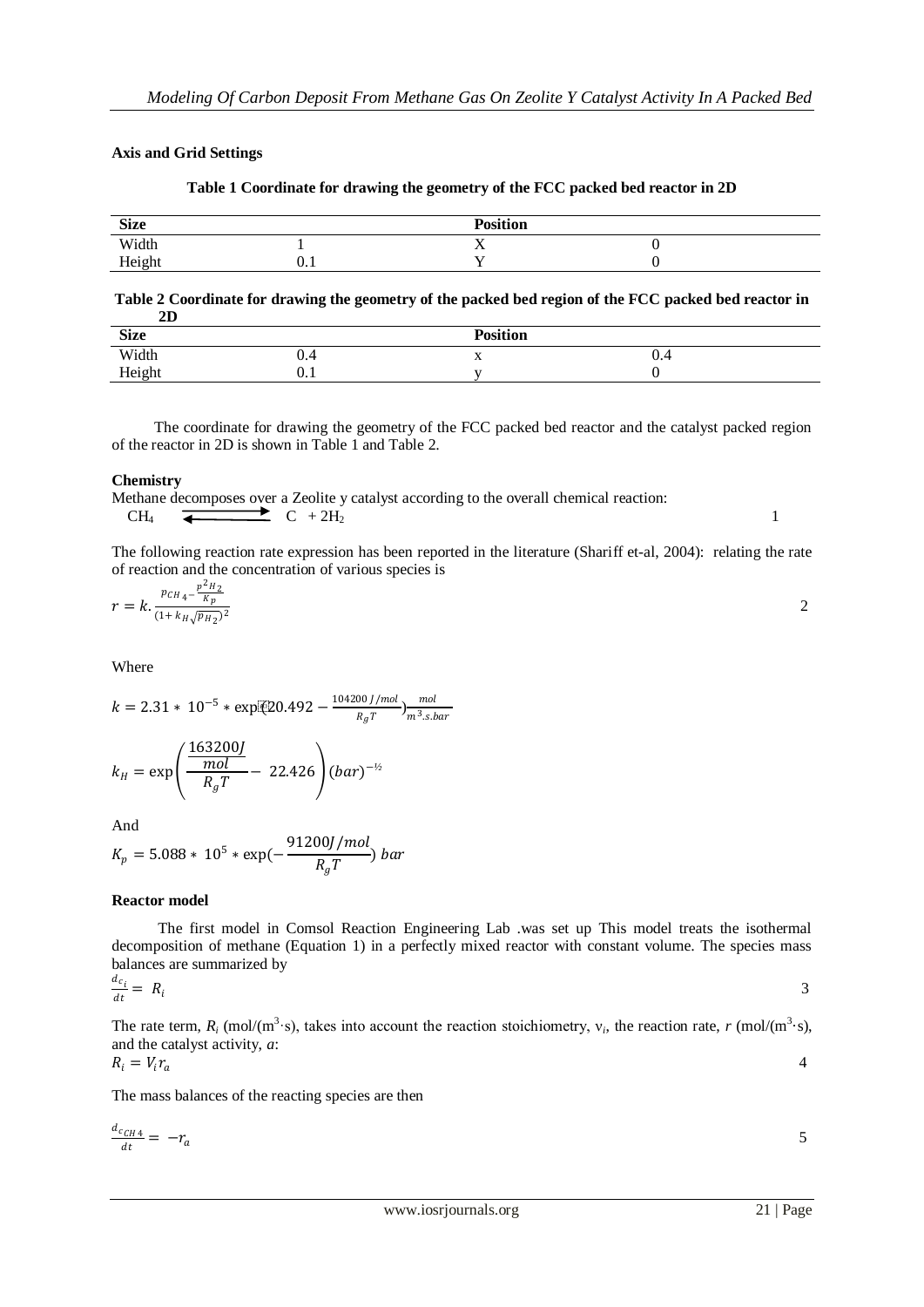**Axis and Grid Settings**

**Table 1 Coordinate for drawing the geometry of the FCC packed bed reactor in 2D**

| Size | | Position | |
|---|---|---|---|
| Width | 1 | X | 0 |
| Height | 0.1 | Y | 0 |

**Table 2 Coordinate for drawing the geometry of the packed bed region of the FCC packed bed reactor in 2D**

| Size | | Position | |
|---|---|---|---|
| Width | 0.4 | x | 0.4 |
| Height | 0.1 | y | 0 |

The coordinate for drawing the geometry of the FCC packed bed reactor and the catalyst packed region of the reactor in 2D is shown in Table 1 and Table 2.

**Chemistry**

Methane decomposes over a Zeolite y catalyst according to the overall chemical reaction:

$$CH_4 \rightleftharpoons C + 2H_2 \quad (1)$$

The following reaction rate expression has been reported in the literature (Shariff et-al, 2004): relating the rate of reaction and the concentration of various species is

$$r = k.\frac{p_{CH_4} - \frac{p^2{}_{H_2}}{K_p}}{(1 + k_H\sqrt{p_{H_2}})^2} \quad (2)$$

Where

$$k = 2.31 * 10^{-5} * \exp(20.492 - \frac{104200\, J/mol}{R_gT})\frac{mol}{m^3.s.bar}$$

$$k_H = \exp\left(\frac{\frac{163200J}{mol}}{R_gT} - 22.426\right)(bar)^{-½}$$

And

$$K_p = 5.088 * 10^5 * \exp(-\frac{91200J/mol}{R_gT})\ bar$$

**Reactor model**

The first model in Comsol Reaction Engineering Lab .was set up This model treats the isothermal decomposition of methane (Equation 1) in a perfectly mixed reactor with constant volume. The species mass balances are summarized by

$$\frac{d_{c_i}}{dt} = R_i \quad (3)$$

The rate term, $R_i$ (mol/(m$^3$·s), takes into account the reaction stoichiometry, $v_i$, the reaction rate, $r$ (mol/(m$^3$·s), and the catalyst activity, $a$:

$$R_i = V_i r_a \quad (4)$$

The mass balances of the reacting species are then

$$\frac{d_{c_{CH4}}}{dt} = -r_a \quad (5)$$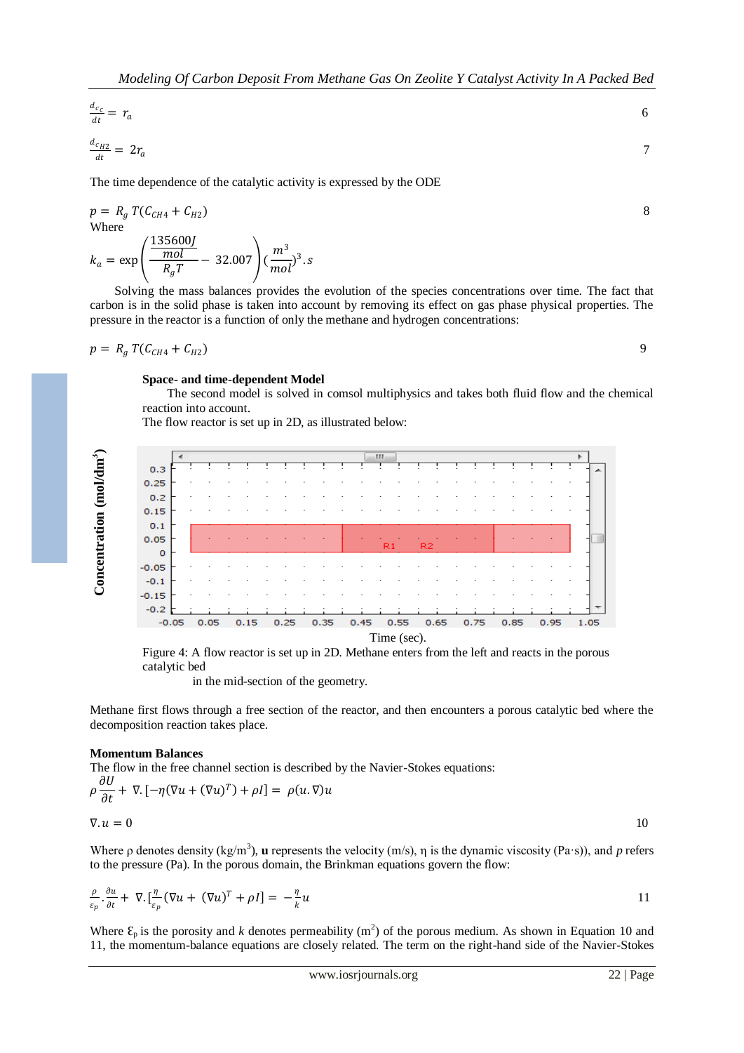$$\frac{d_{c_C}}{dt} = r_a \quad (6)$$

$$\frac{d_{c_{H2}}}{dt} = 2r_a \quad (7)$$

The time dependence of the catalytic activity is expressed by the ODE

$$p = R_g\, T(C_{CH4} + C_{H2}) \quad (8)$$

Where

$$k_a = \exp\left(\frac{\frac{135600J}{mol}}{R_g T} - 32.007\right)\left(\frac{m^3}{mol}\right)^3 . s$$

Solving the mass balances provides the evolution of the species concentrations over time. The fact that carbon is in the solid phase is taken into account by removing its effect on gas phase physical properties. The pressure in the reactor is a function of only the methane and hydrogen concentrations:

$$p = R_g\, T(C_{CH4} + C_{H2}) \quad (9)$$

**Space- and time-dependent Model**

The second model is solved in comsol multiphysics and takes both fluid flow and the chemical reaction into account.

The flow reactor is set up in 2D, as illustrated below:

Figure 4: A flow reactor is set up in 2D. Methane enters from the left and reacts in the porous catalytic bed in the mid-section of the geometry.

Methane first flows through a free section of the reactor, and then encounters a porous catalytic bed where the decomposition reaction takes place.

**Momentum Balances**

The flow in the free channel section is described by the Navier-Stokes equations:

$$\rho\frac{\partial U}{\partial t} + \nabla.[-\eta(\nabla u + (\nabla u)^T) + \rho I] = \rho(u.\nabla)u$$

$$\nabla.u = 0 \quad (10)$$

Where ρ denotes density ($kg/m^3$), **u** represents the velocity (m/s), η is the dynamic viscosity (Pa·s)), and *p* refers to the pressure (Pa). In the porous domain, the Brinkman equations govern the flow:

$$\frac{\rho}{\varepsilon_p}.\frac{\partial u}{\partial t} + \nabla.[\frac{\eta}{\varepsilon_p}(\nabla u + (\nabla u)^T + \rho I] = -\frac{\eta}{k}u \quad (11)$$

Where $\varepsilon_p$ is the porosity and *k* denotes permeability ($m^2$) of the porous medium. As shown in Equation 10 and 11, the momentum-balance equations are closely related. The term on the right-hand side of the Navier-Stokes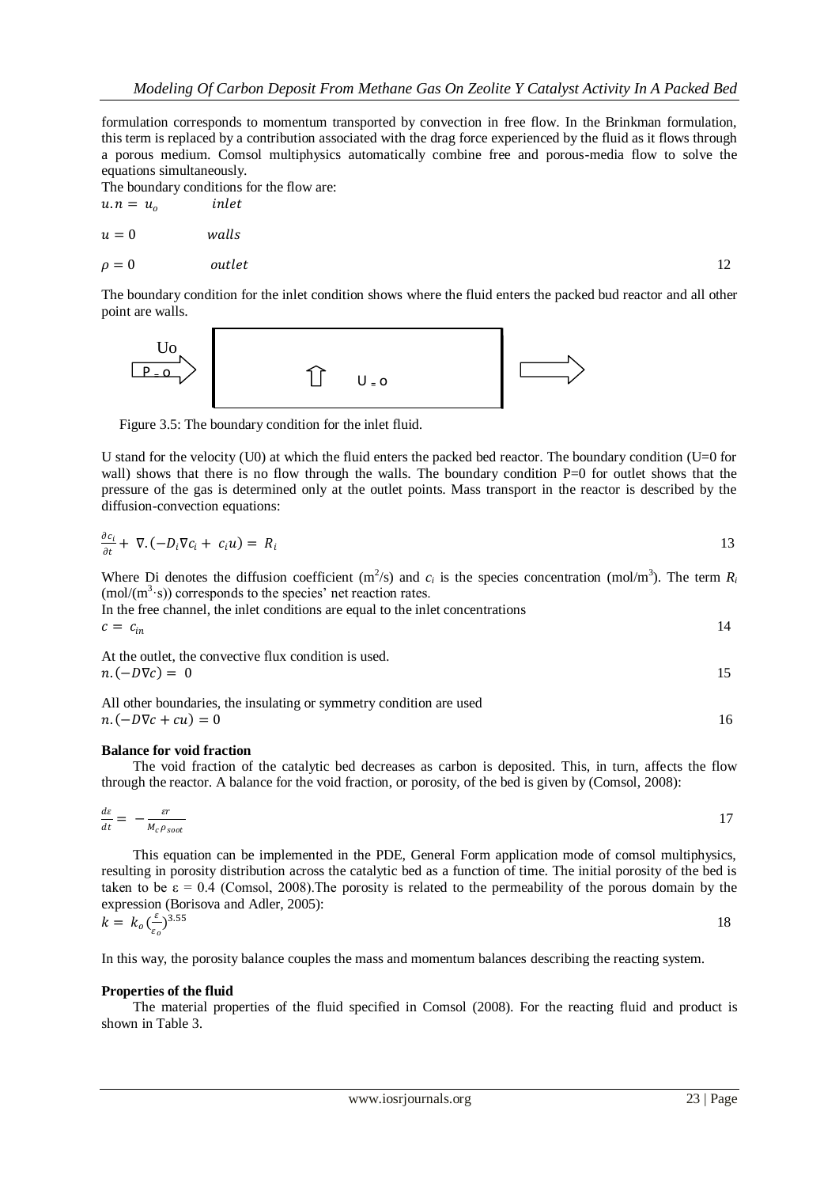formulation corresponds to momentum transported by convection in free flow. In the Brinkman formulation, this term is replaced by a contribution associated with the drag force experienced by the fluid as it flows through a porous medium. Comsol multiphysics automatically combine free and porous-media flow to solve the equations simultaneously.

The boundary conditions for the flow are:

$$u.n = u_o \qquad inlet$$

$$u = 0 \qquad walls$$

$$\rho = 0 \qquad outlet \tag{12}$$

The boundary condition for the inlet condition shows where the fluid enters the packed bud reactor and all other point are walls.

Uo

P = o

U = o

Figure 3.5: The boundary condition for the inlet fluid.

U stand for the velocity (U0) at which the fluid enters the packed bed reactor. The boundary condition (U=0 for wall) shows that there is no flow through the walls. The boundary condition P=0 for outlet shows that the pressure of the gas is determined only at the outlet points. Mass transport in the reactor is described by the diffusion-convection equations:

$$\frac{\partial c_i}{\partial t} + \nabla.(-D_i \nabla c_i + c_i u) = R_i \tag{13}$$

Where Di denotes the diffusion coefficient ($m^2$/s) and $c_i$ is the species concentration (mol/$m^3$). The term $R_i$ (mol/($m^3$·s)) corresponds to the species' net reaction rates.

In the free channel, the inlet conditions are equal to the inlet concentrations

$$c = c_{in} \tag{14}$$

At the outlet, the convective flux condition is used.

$$n.(-D\nabla c) = 0 \tag{15}$$

All other boundaries, the insulating or symmetry condition are used

$$n.(-D\nabla c + cu) = 0 \tag{16}$$

**Balance for void fraction**

The void fraction of the catalytic bed decreases as carbon is deposited. This, in turn, affects the flow through the reactor. A balance for the void fraction, or porosity, of the bed is given by (Comsol, 2008):

$$\frac{d\varepsilon}{dt} = -\frac{\varepsilon r}{M_c \rho_{soot}} \tag{17}$$

This equation can be implemented in the PDE, General Form application mode of comsol multiphysics, resulting in porosity distribution across the catalytic bed as a function of time. The initial porosity of the bed is taken to be ε = 0.4 (Comsol, 2008).The porosity is related to the permeability of the porous domain by the expression (Borisova and Adler, 2005):

$$k = k_o \left(\frac{\varepsilon}{\varepsilon_o}\right)^{3.55} \tag{18}$$

In this way, the porosity balance couples the mass and momentum balances describing the reacting system.

**Properties of the fluid**

The material properties of the fluid specified in Comsol (2008). For the reacting fluid and product is shown in Table 3.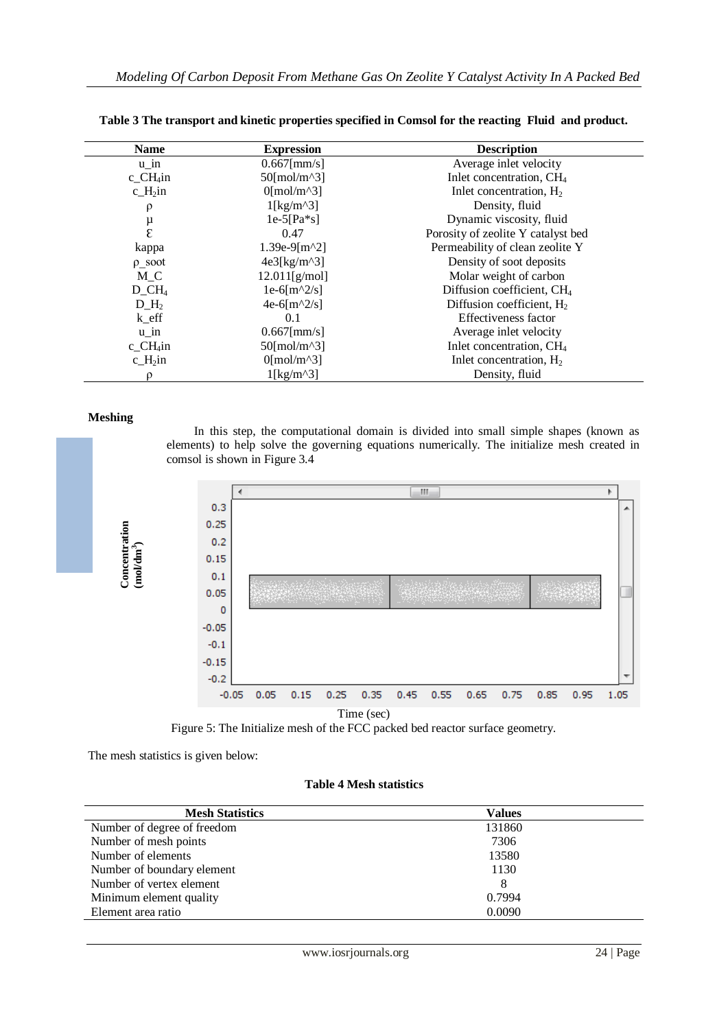**Table 3 The transport and kinetic properties specified in Comsol for the reacting Fluid and product.**

| Name | Expression | Description |
|---|---|---|
| u_in | 0.667[mm/s] | Average inlet velocity |
| c_$CH_4$in | 50[mol/m^3] | Inlet concentration, $CH_4$ |
| c_$H_2$in | 0[mol/m^3] | Inlet concentration, $H_2$ |
| $\rho$ | 1[kg/m^3] | Density, fluid |
| $\mu$ | 1e-5[Pa*s] | Dynamic viscosity, fluid |
| $\varepsilon$ | 0.47 | Porosity of zeolite Y catalyst bed |
| kappa | 1.39e-9[m^2] | Permeability of clean zeolite Y |
| $\rho$_soot | 4e3[kg/m^3] | Density of soot deposits |
| M_C | 12.011[g/mol] | Molar weight of carbon |
| D_$CH_4$ | 1e-6[m^2/s] | Diffusion coefficient, $CH_4$ |
| D_$H_2$ | 4e-6[m^2/s] | Diffusion coefficient, $H_2$ |
| k_eff | 0.1 | Effectiveness factor |
| u_in | 0.667[mm/s] | Average inlet velocity |
| c_$CH_4$in | 50[mol/m^3] | Inlet concentration, $CH_4$ |
| c_$H_2$in | 0[mol/m^3] | Inlet concentration, $H_2$ |
| $\rho$ | 1[kg/m^3] | Density, fluid |

**Meshing**

In this step, the computational domain is divided into small simple shapes (known as elements) to help solve the governing equations numerically. The initialize mesh created in comsol is shown in Figure 3.4

Figure 5: The Initialize mesh of the FCC packed bed reactor surface geometry.

The mesh statistics is given below:

**Table 4 Mesh statistics**

| Mesh Statistics | Values |
|---|---|
| Number of degree of freedom | 131860 |
| Number of mesh points | 7306 |
| Number of elements | 13580 |
| Number of boundary element | 1130 |
| Number of vertex element | 8 |
| Minimum element quality | 0.7994 |
| Element area ratio | 0.0090 |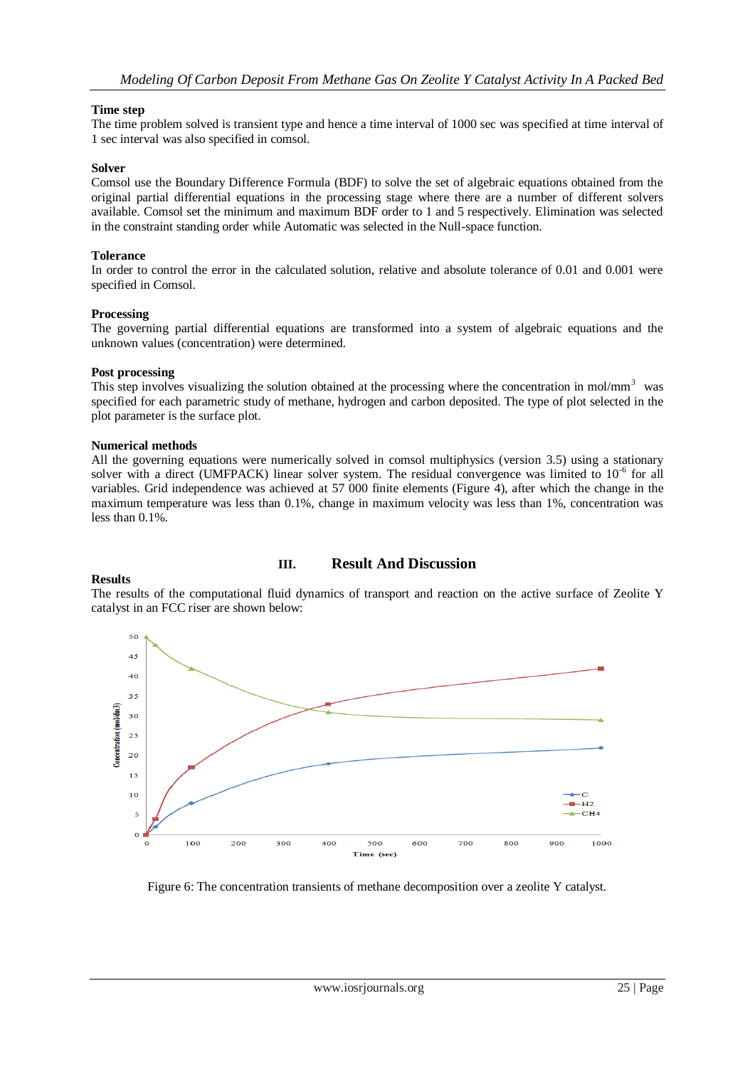#### Time step

The time problem solved is transient type and hence a time interval of 1000 sec was specified at time interval of 1 sec interval was also specified in comsol.

#### Solver

Comsol use the Boundary Difference Formula (BDF) to solve the set of algebraic equations obtained from the original partial differential equations in the processing stage where there are a number of different solvers available. Comsol set the minimum and maximum BDF order to 1 and 5 respectively. Elimination was selected in the constraint standing order while Automatic was selected in the Null-space function.

#### Tolerance

In order to control the error in the calculated solution, relative and absolute tolerance of 0.01 and 0.001 were specified in Comsol.

#### Processing

The governing partial differential equations are transformed into a system of algebraic equations and the unknown values (concentration) were determined.

#### Post processing

This step involves visualizing the solution obtained at the processing where the concentration in mol/mm$^3$ was specified for each parametric study of methane, hydrogen and carbon deposited. The type of plot selected in the plot parameter is the surface plot.

#### Numerical methods

All the governing equations were numerically solved in comsol multiphysics (version 3.5) using a stationary solver with a direct (UMFPACK) linear solver system. The residual convergence was limited to $10^{-6}$ for all variables. Grid independence was achieved at 57 000 finite elements (Figure 4), after which the change in the maximum temperature was less than 0.1%, change in maximum velocity was less than 1%, concentration was less than 0.1%.

## III. Result And Discussion

#### Results

The results of the computational fluid dynamics of transport and reaction on the active surface of Zeolite Y catalyst in an FCC riser are shown below:

Figure 6: The concentration transients of methane decomposition over a zeolite Y catalyst.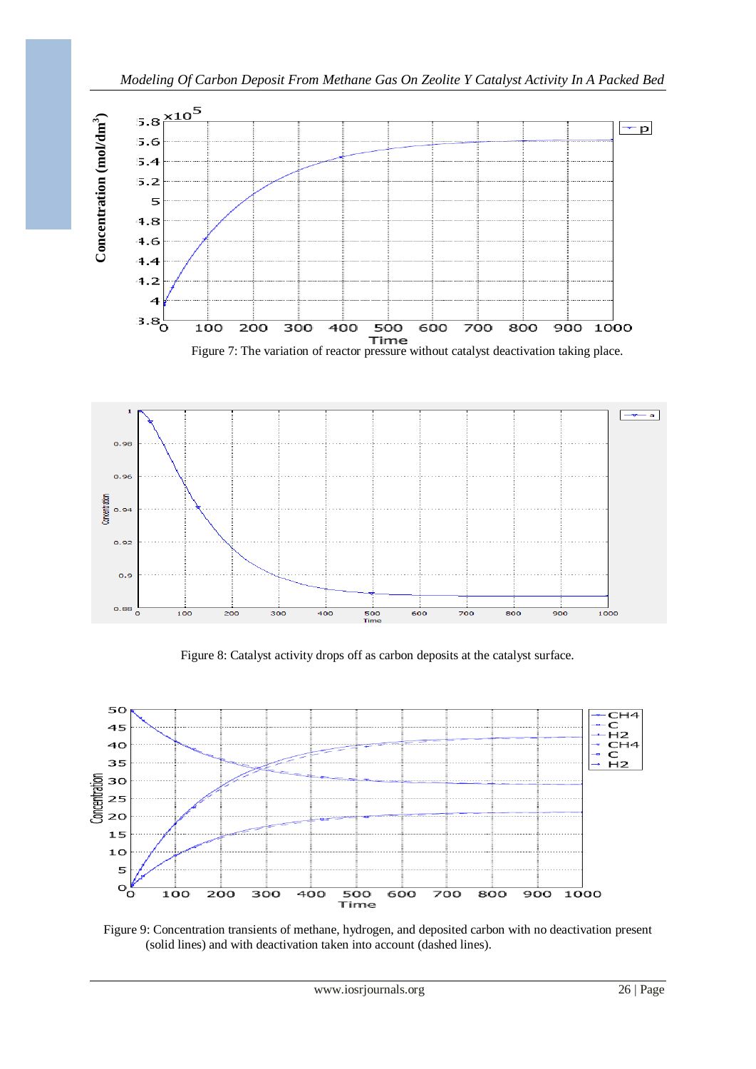Figure 7: The variation of reactor pressure without catalyst deactivation taking place.

Figure 8: Catalyst activity drops off as carbon deposits at the catalyst surface.

Figure 9: Concentration transients of methane, hydrogen, and deposited carbon with no deactivation present (solid lines) and with deactivation taken into account (dashed lines).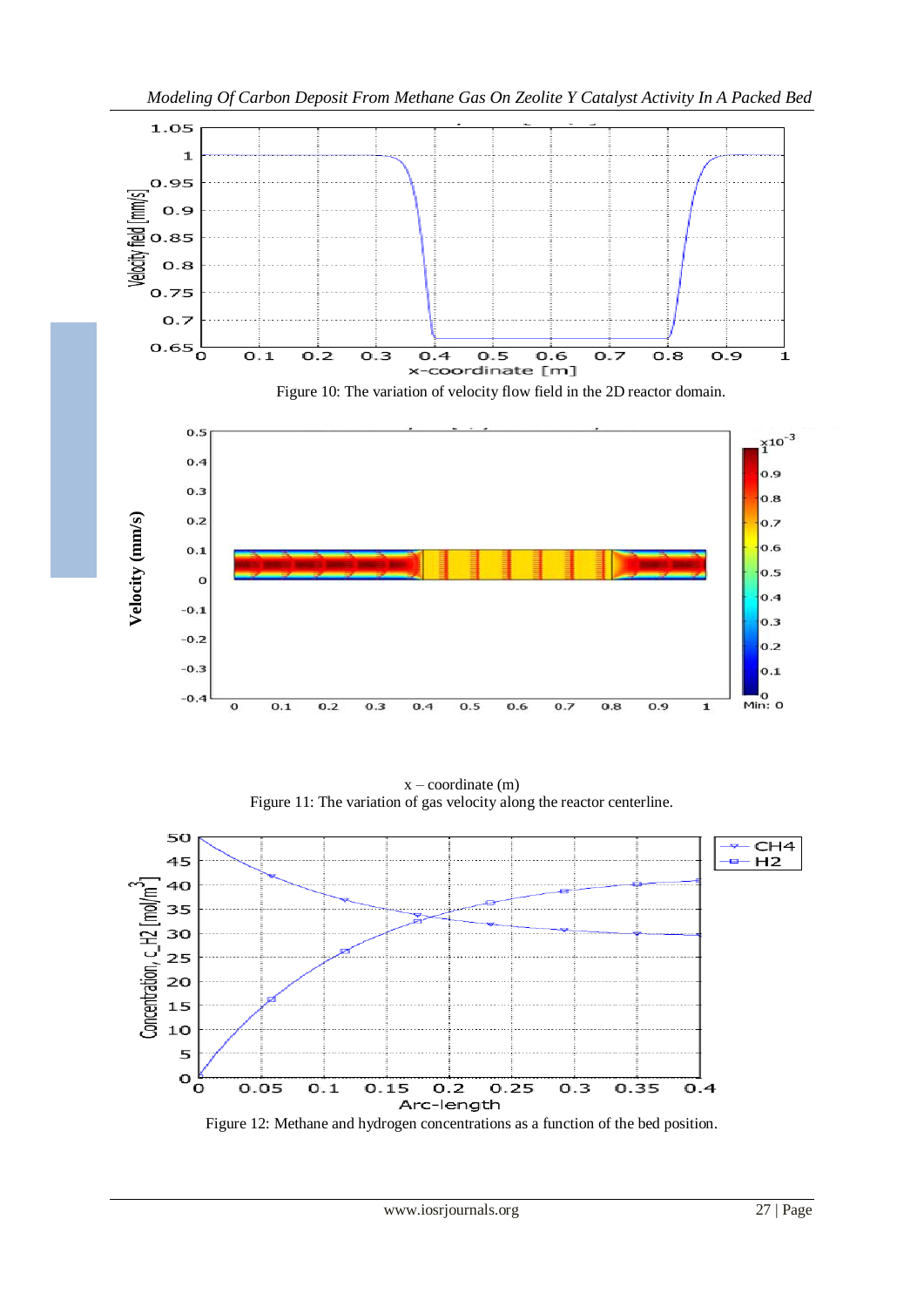Figure 10: The variation of velocity flow field in the 2D reactor domain.

x – coordinate (m)

Figure 11: The variation of gas velocity along the reactor centerline.

Figure 12: Methane and hydrogen concentrations as a function of the bed position.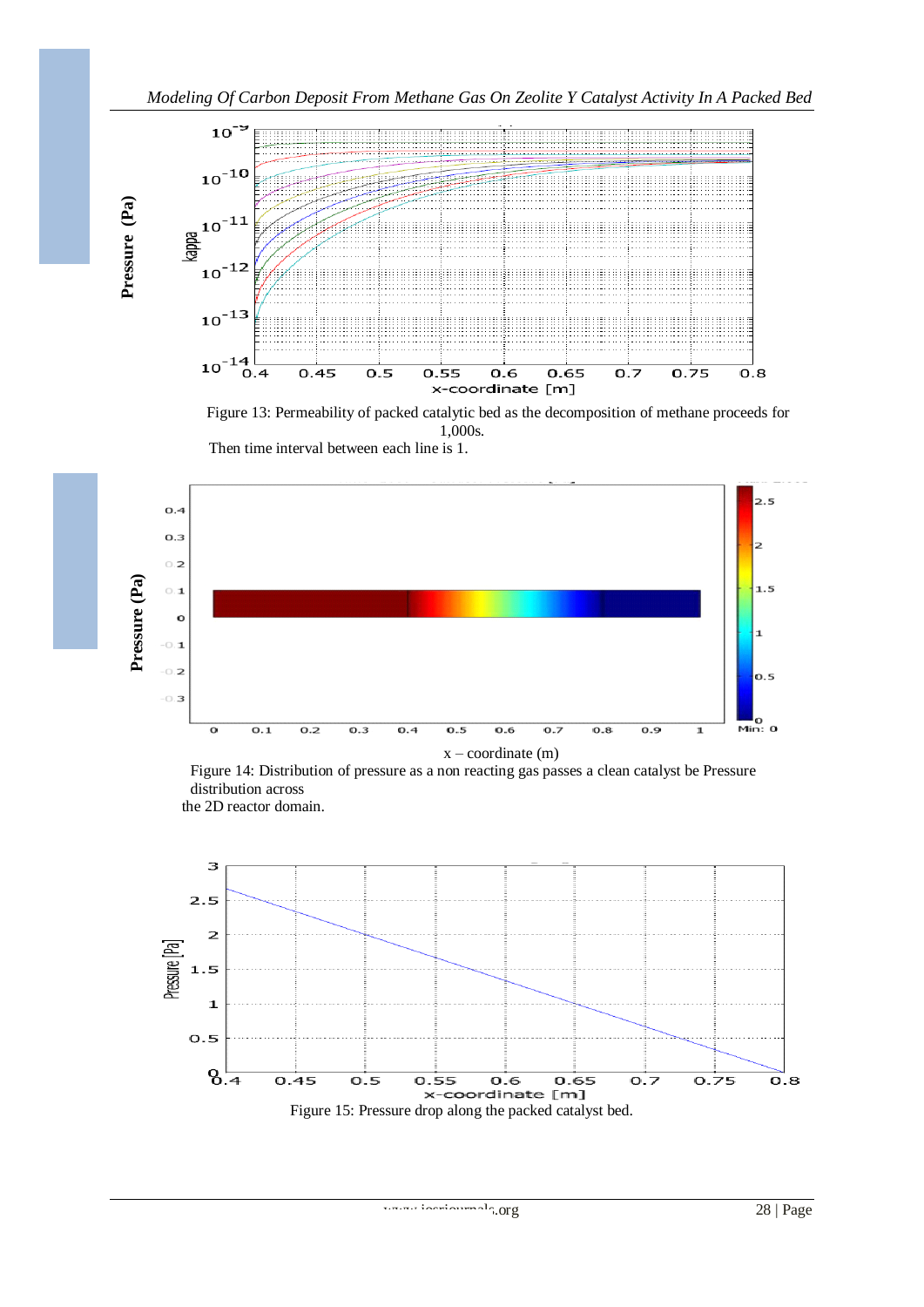Figure 13: Permeability of packed catalytic bed as the decomposition of methane proceeds for 1,000s.

Then time interval between each line is 1.

Figure 14: Distribution of pressure as a non reacting gas passes a clean catalyst be Pressure distribution across the 2D reactor domain.

Figure 15: Pressure drop along the packed catalyst bed.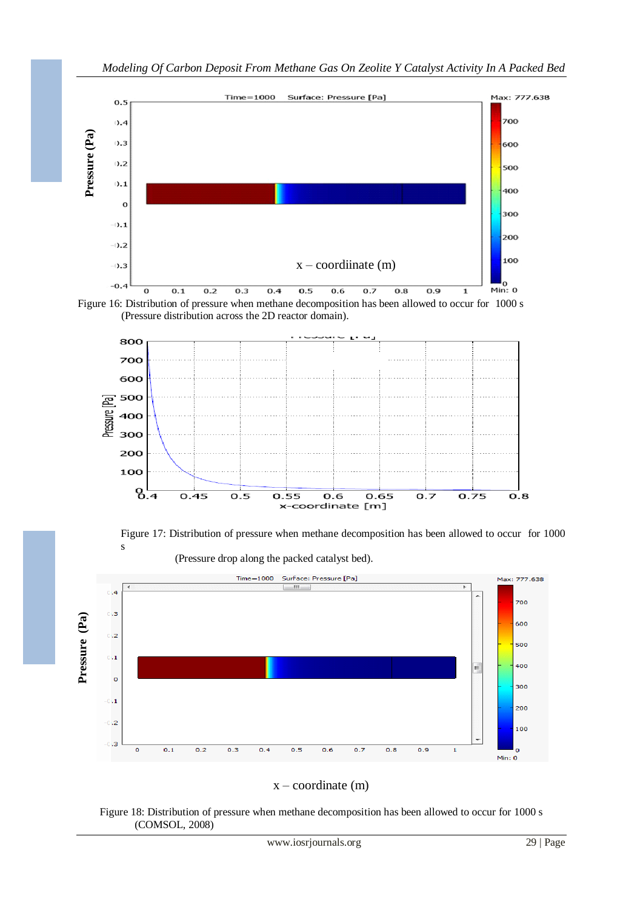Figure 16: Distribution of pressure when methane decomposition has been allowed to occur for 1000 s (Pressure distribution across the 2D reactor domain).

Figure 17: Distribution of pressure when methane decomposition has been allowed to occur for 1000 s

(Pressure drop along the packed catalyst bed).

Figure 18: Distribution of pressure when methane decomposition has been allowed to occur for 1000 s (COMSOL, 2008)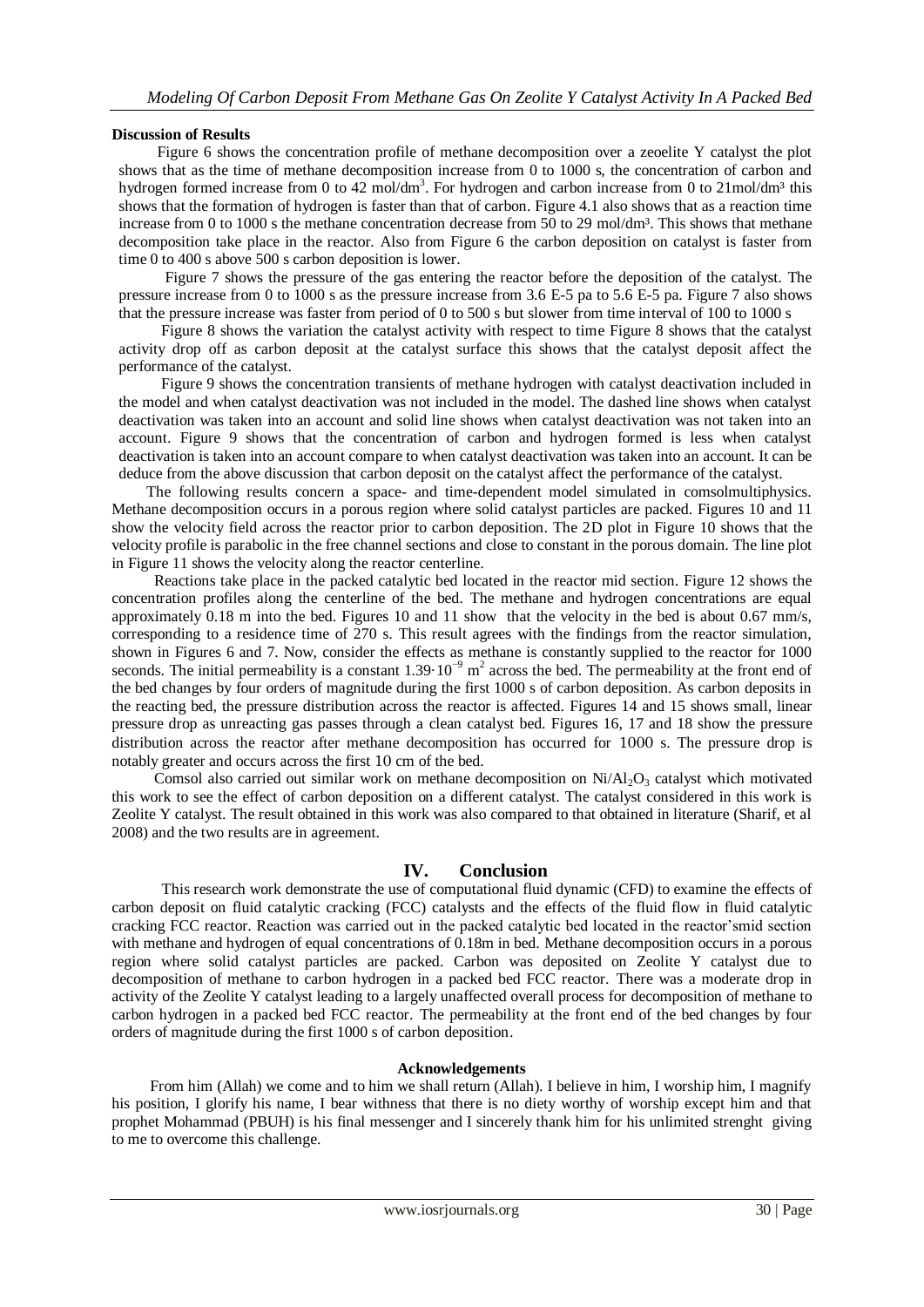**Discussion of Results**

Figure 6 shows the concentration profile of methane decomposition over a zeoelite Y catalyst the plot shows that as the time of methane decomposition increase from 0 to 1000 s, the concentration of carbon and hydrogen formed increase from 0 to 42 mol/dm$^3$. For hydrogen and carbon increase from 0 to 21mol/dm³ this shows that the formation of hydrogen is faster than that of carbon. Figure 4.1 also shows that as a reaction time increase from 0 to 1000 s the methane concentration decrease from 50 to 29 mol/dm³. This shows that methane decomposition take place in the reactor. Also from Figure 6 the carbon deposition on catalyst is faster from time 0 to 400 s above 500 s carbon deposition is lower.

Figure 7 shows the pressure of the gas entering the reactor before the deposition of the catalyst. The pressure increase from 0 to 1000 s as the pressure increase from 3.6 E-5 pa to 5.6 E-5 pa. Figure 7 also shows that the pressure increase was faster from period of 0 to 500 s but slower from time interval of 100 to 1000 s

Figure 8 shows the variation the catalyst activity with respect to time Figure 8 shows that the catalyst activity drop off as carbon deposit at the catalyst surface this shows that the catalyst deposit affect the performance of the catalyst.

Figure 9 shows the concentration transients of methane hydrogen with catalyst deactivation included in the model and when catalyst deactivation was not included in the model. The dashed line shows when catalyst deactivation was taken into an account and solid line shows when catalyst deactivation was not taken into an account. Figure 9 shows that the concentration of carbon and hydrogen formed is less when catalyst deactivation is taken into an account compare to when catalyst deactivation was taken into an account. It can be deduce from the above discussion that carbon deposit on the catalyst affect the performance of the catalyst.

The following results concern a space- and time-dependent model simulated in comsolmultiphysics. Methane decomposition occurs in a porous region where solid catalyst particles are packed. Figures 10 and 11 show the velocity field across the reactor prior to carbon deposition. The 2D plot in Figure 10 shows that the velocity profile is parabolic in the free channel sections and close to constant in the porous domain. The line plot in Figure 11 shows the velocity along the reactor centerline.

Reactions take place in the packed catalytic bed located in the reactor mid section. Figure 12 shows the concentration profiles along the centerline of the bed. The methane and hydrogen concentrations are equal approximately 0.18 m into the bed. Figures 10 and 11 show that the velocity in the bed is about 0.67 mm/s, corresponding to a residence time of 270 s. This result agrees with the findings from the reactor simulation, shown in Figures 6 and 7. Now, consider the effects as methane is constantly supplied to the reactor for 1000 seconds. The initial permeability is a constant $1.39 \cdot 10^{-9}$ m$^2$ across the bed. The permeability at the front end of the bed changes by four orders of magnitude during the first 1000 s of carbon deposition. As carbon deposits in the reacting bed, the pressure distribution across the reactor is affected. Figures 14 and 15 shows small, linear pressure drop as unreacting gas passes through a clean catalyst bed. Figures 16, 17 and 18 show the pressure distribution across the reactor after methane decomposition has occurred for 1000 s. The pressure drop is notably greater and occurs across the first 10 cm of the bed.

Comsol also carried out similar work on methane decomposition on $Ni/Al_2O_3$ catalyst which motivated this work to see the effect of carbon deposition on a different catalyst. The catalyst considered in this work is Zeolite Y catalyst. The result obtained in this work was also compared to that obtained in literature (Sharif, et al 2008) and the two results are in agreement.

## IV. Conclusion

This research work demonstrate the use of computational fluid dynamic (CFD) to examine the effects of carbon deposit on fluid catalytic cracking (FCC) catalysts and the effects of the fluid flow in fluid catalytic cracking FCC reactor. Reaction was carried out in the packed catalytic bed located in the reactor'smid section with methane and hydrogen of equal concentrations of 0.18m in bed. Methane decomposition occurs in a porous region where solid catalyst particles are packed. Carbon was deposited on Zeolite Y catalyst due to decomposition of methane to carbon hydrogen in a packed bed FCC reactor. There was a moderate drop in activity of the Zeolite Y catalyst leading to a largely unaffected overall process for decomposition of methane to carbon hydrogen in a packed bed FCC reactor. The permeability at the front end of the bed changes by four orders of magnitude during the first 1000 s of carbon deposition.

**Acknowledgements**

From him (Allah) we come and to him we shall return (Allah). I believe in him, I worship him, I magnify his position, I glorify his name, I bear withness that there is no diety worthy of worship except him and that prophet Mohammad (PBUH) is his final messenger and I sincerely thank him for his unlimited strenght giving to me to overcome this challenge.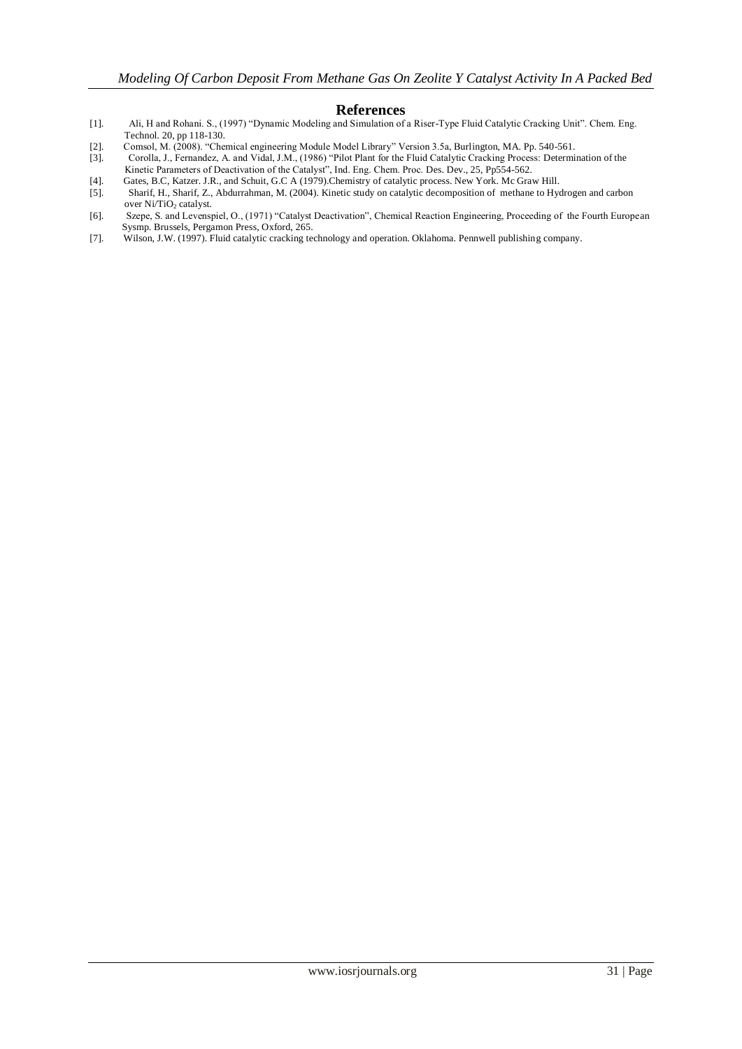## References

[1]. Ali, H and Rohani. S., (1997) "Dynamic Modeling and Simulation of a Riser-Type Fluid Catalytic Cracking Unit". Chem. Eng. Technol. 20, pp 118-130.

[2]. Comsol, M. (2008). "Chemical engineering Module Model Library" Version 3.5a, Burlington, MA. Pp. 540-561.

[3]. Corolla, J., Fernandez, A. and Vidal, J.M., (1986) "Pilot Plant for the Fluid Catalytic Cracking Process: Determination of the Kinetic Parameters of Deactivation of the Catalyst", Ind. Eng. Chem. Proc. Des. Dev., 25, Pp554-562.

[4]. Gates, B.C, Katzer. J.R., and Schuit, G.C A (1979).Chemistry of catalytic process. New York. Mc Graw Hill.

[5]. Sharif, H., Sharif, Z., Abdurrahman, M. (2004). Kinetic study on catalytic decomposition of methane to Hydrogen and carbon over $Ni/TiO_2$ catalyst.

[6]. Szepe, S. and Levenspiel, O., (1971) "Catalyst Deactivation", Chemical Reaction Engineering, Proceeding of the Fourth European Sysmp. Brussels, Pergamon Press, Oxford, 265.

[7]. Wilson, J.W. (1997). Fluid catalytic cracking technology and operation. Oklahoma. Pennwell publishing company.